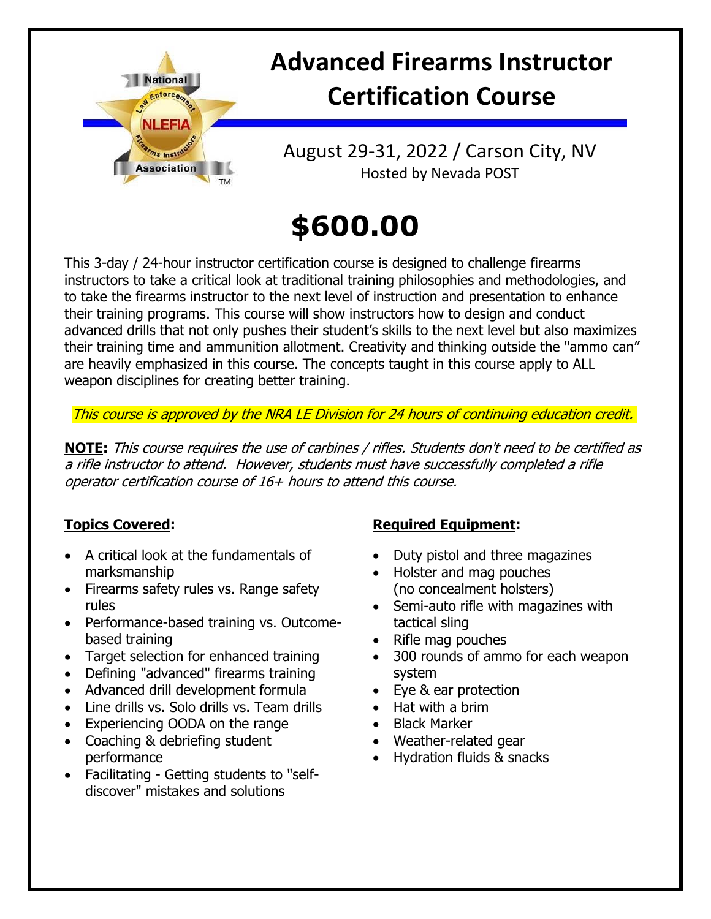# Advanced Firearms Instructor Certification Course

August 29-31, 2022 / Carson City, NV

Hosted by Nevada POST

# $600.00

This 3-day / 24-hour instructor certification course is designed to challenge firearms instructors to take a critical look at traditional training philosophies and methodologies, and to take the firearms instructor to the next level of instruction and presentation to enhance their training programs. This course will show instructors how to design and conduct advanced drills that not only pushes their student's skills to the next level but also maximizes their training time and ammunition allotment. Creativity and thinking outside the "ammo can" are heavily emphasized in this course. The concepts taught in this course apply to ALL weapon disciplines for creating better training.

*This course is approved by the NRA LE Division for 24 hours of continuing education credit.*

**NOTE:** *This course requires the use of carbines / rifles. Students don't need to be certified as a rifle instructor to attend. However, students must have successfully completed a rifle operator certification course of 16+ hours to attend this course.*

**Topics Covered:**

- A critical look at the fundamentals of marksmanship
- Firearms safety rules vs. Range safety rules
- Performance-based training vs. Outcome-based training
- Target selection for enhanced training
- Defining "advanced" firearms training
- Advanced drill development formula
- Line drills vs. Solo drills vs. Team drills
- Experiencing OODA on the range
- Coaching & debriefing student performance
- Facilitating - Getting students to "self-discover" mistakes and solutions

**Required Equipment:**

- Duty pistol and three magazines
- Holster and mag pouches (no concealment holsters)
- Semi-auto rifle with magazines with tactical sling
- Rifle mag pouches
- 300 rounds of ammo for each weapon system
- Eye & ear protection
- Hat with a brim
- Black Marker
- Weather-related gear
- Hydration fluids & snacks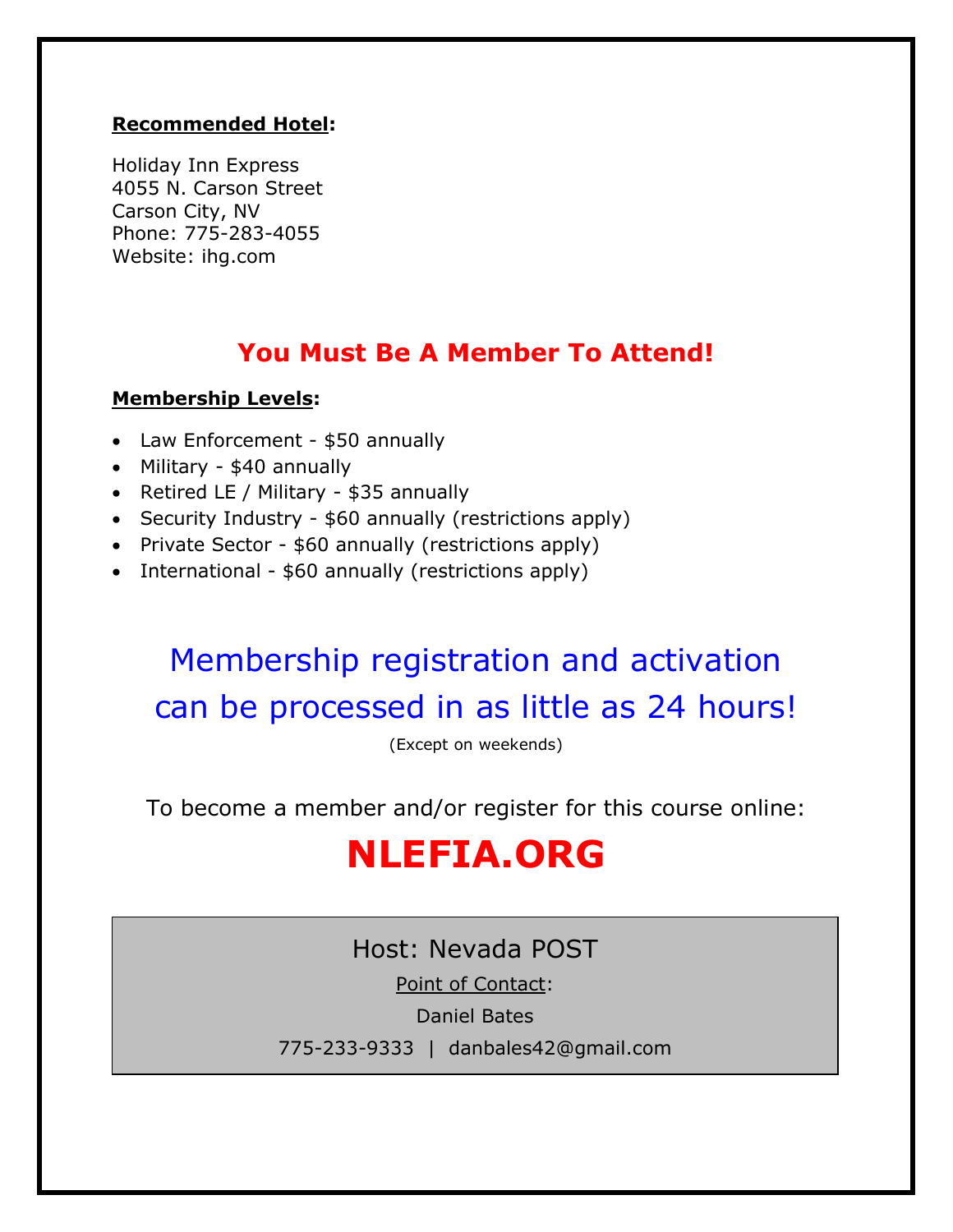**Recommended Hotel:**

Holiday Inn Express
4055 N. Carson Street
Carson City, NV
Phone: 775-283-4055
Website: ihg.com

## You Must Be A Member To Attend!

**Membership Levels:**

- Law Enforcement - $50 annually
- Military - $40 annually
- Retired LE / Military - $35 annually
- Security Industry - $60 annually (restrictions apply)
- Private Sector - $60 annually (restrictions apply)
- International - $60 annually (restrictions apply)

Membership registration and activation can be processed in as little as 24 hours!

(Except on weekends)

To become a member and/or register for this course online:

# NLEFIA.ORG

Host: Nevada POST

Point of Contact:

Daniel Bates

775-233-9333 | danbales42@gmail.com